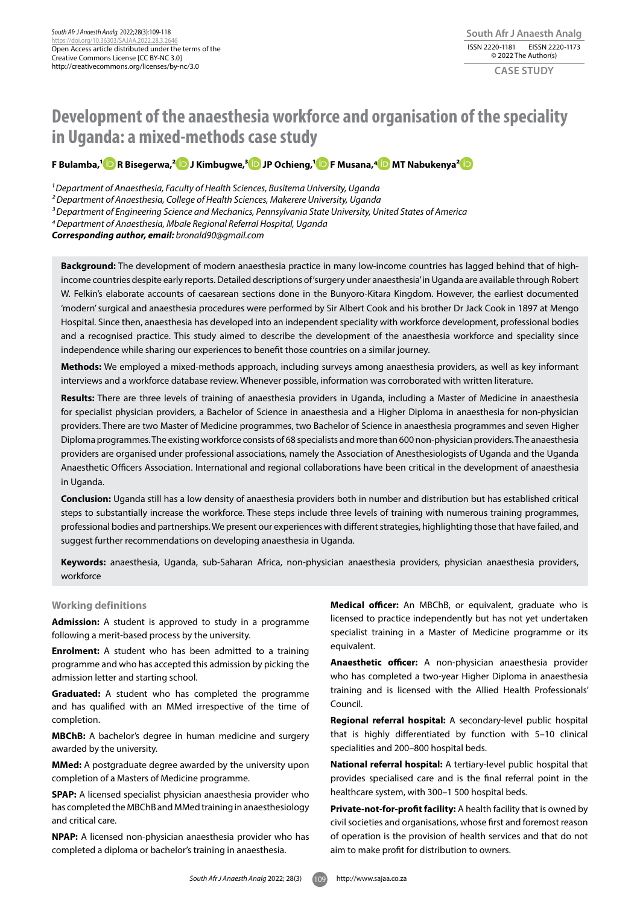Open Access article distributed under the terms of the Creative Commons License [CC BY-NC 3.0] http://creativecommons.org/licenses/by-nc/3.0

ISSN 2220-1181 EISSN 2220-1173
© 2022 The Author(s)

**CASE STUDY**

# Development of the anaesthesia workforce and organisation of the speciality in Uganda: a mixed-methods case study

**F Bulamba,[1] R Bisegerwa,[2] J Kimbugwe,[3] JP Ochieng,[1] F Musana,[4] MT Nabukenya[2]**

[1] *Department of Anaesthesia, Faculty of Health Sciences, Busitema University, Uganda*
[2] *Department of Anaesthesia, College of Health Sciences, Makerere University, Uganda*
[3] *Department of Engineering Science and Mechanics, Pennsylvania State University, United States of America*
[4] *Department of Anaesthesia, Mbale Regional Referral Hospital, Uganda*
***Corresponding author, email:*** *bronald90@gmail.com*

**Background:** The development of modern anaesthesia practice in many low-income countries has lagged behind that of high-income countries despite early reports. Detailed descriptions of 'surgery under anaesthesia' in Uganda are available through Robert W. Felkin's elaborate accounts of caesarean sections done in the Bunyoro-Kitara Kingdom. However, the earliest documented 'modern' surgical and anaesthesia procedures were performed by Sir Albert Cook and his brother Dr Jack Cook in 1897 at Mengo Hospital. Since then, anaesthesia has developed into an independent speciality with workforce development, professional bodies and a recognised practice. This study aimed to describe the development of the anaesthesia workforce and speciality since independence while sharing our experiences to benefit those countries on a similar journey.

**Methods:** We employed a mixed-methods approach, including surveys among anaesthesia providers, as well as key informant interviews and a workforce database review. Whenever possible, information was corroborated with written literature.

**Results:** There are three levels of training of anaesthesia providers in Uganda, including a Master of Medicine in anaesthesia for specialist physician providers, a Bachelor of Science in anaesthesia and a Higher Diploma in anaesthesia for non-physician providers. There are two Master of Medicine programmes, two Bachelor of Science in anaesthesia programmes and seven Higher Diploma programmes. The existing workforce consists of 68 specialists and more than 600 non-physician providers. The anaesthesia providers are organised under professional associations, namely the Association of Anesthesiologists of Uganda and the Uganda Anaesthetic Officers Association. International and regional collaborations have been critical in the development of anaesthesia in Uganda.

**Conclusion:** Uganda still has a low density of anaesthesia providers both in number and distribution but has established critical steps to substantially increase the workforce. These steps include three levels of training with numerous training programmes, professional bodies and partnerships. We present our experiences with different strategies, highlighting those that have failed, and suggest further recommendations on developing anaesthesia in Uganda.

**Keywords:** anaesthesia, Uganda, sub-Saharan Africa, non-physician anaesthesia providers, physician anaesthesia providers, workforce

## Working definitions

**Admission:** A student is approved to study in a programme following a merit-based process by the university.

**Enrolment:** A student who has been admitted to a training programme and who has accepted this admission by picking the admission letter and starting school.

**Graduated:** A student who has completed the programme and has qualified with an MMed irrespective of the time of completion.

**MBChB:** A bachelor's degree in human medicine and surgery awarded by the university.

**MMed:** A postgraduate degree awarded by the university upon completion of a Masters of Medicine programme.

**SPAP:** A licensed specialist physician anaesthesia provider who has completed the MBChB and MMed training in anaesthesiology and critical care.

**NPAP:** A licensed non-physician anaesthesia provider who has completed a diploma or bachelor's training in anaesthesia.

**Medical officer:** An MBChB, or equivalent, graduate who is licensed to practice independently but has not yet undertaken specialist training in a Master of Medicine programme or its equivalent.

**Anaesthetic officer:** A non-physician anaesthesia provider who has completed a two-year Higher Diploma in anaesthesia training and is licensed with the Allied Health Professionals' Council.

**Regional referral hospital:** A secondary-level public hospital that is highly differentiated by function with 5–10 clinical specialities and 200–800 hospital beds.

**National referral hospital:** A tertiary-level public hospital that provides specialised care and is the final referral point in the healthcare system, with 300–1 500 hospital beds.

**Private-not-for-profit facility:** A health facility that is owned by civil societies and organisations, whose first and foremost reason of operation is the provision of health services and that do not aim to make profit for distribution to owners.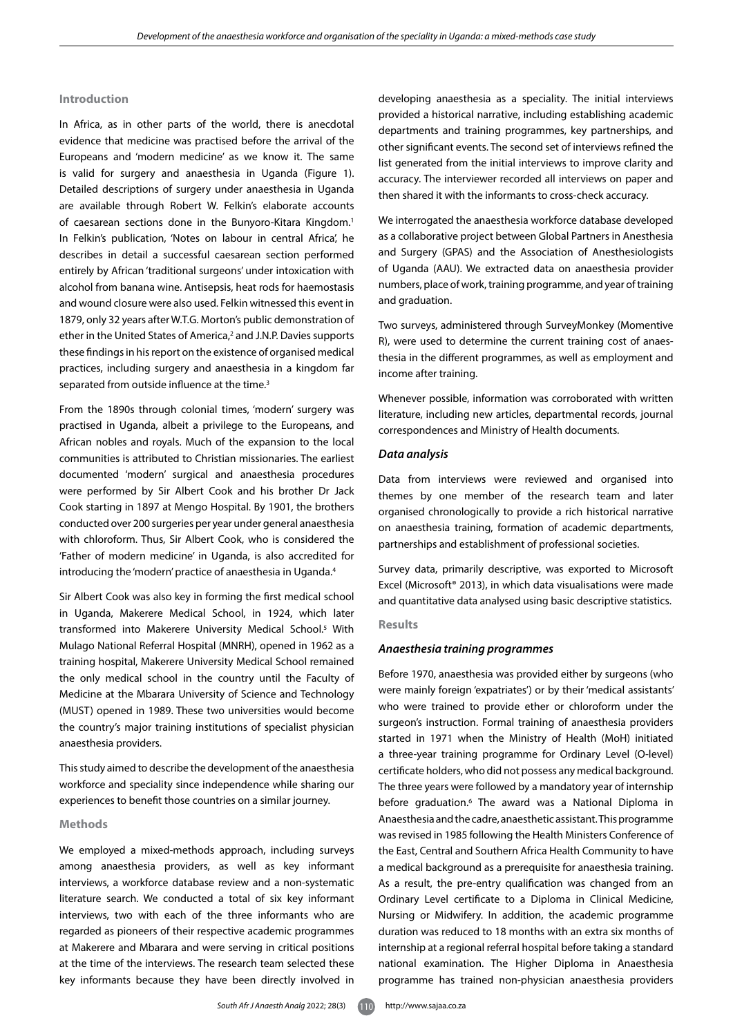## Introduction

In Africa, as in other parts of the world, there is anecdotal evidence that medicine was practised before the arrival of the Europeans and 'modern medicine' as we know it. The same is valid for surgery and anaesthesia in Uganda (Figure 1). Detailed descriptions of surgery under anaesthesia in Uganda are available through Robert W. Felkin's elaborate accounts of caesarean sections done in the Bunyoro-Kitara Kingdom.[1] In Felkin's publication, 'Notes on labour in central Africa', he describes in detail a successful caesarean section performed entirely by African 'traditional surgeons' under intoxication with alcohol from banana wine. Antisepsis, heat rods for haemostasis and wound closure were also used. Felkin witnessed this event in 1879, only 32 years after W.T.G. Morton's public demonstration of ether in the United States of America,[2] and J.N.P. Davies supports these findings in his report on the existence of organised medical practices, including surgery and anaesthesia in a kingdom far separated from outside influence at the time.[3]

From the 1890s through colonial times, 'modern' surgery was practised in Uganda, albeit a privilege to the Europeans, and African nobles and royals. Much of the expansion to the local communities is attributed to Christian missionaries. The earliest documented 'modern' surgical and anaesthesia procedures were performed by Sir Albert Cook and his brother Dr Jack Cook starting in 1897 at Mengo Hospital. By 1901, the brothers conducted over 200 surgeries per year under general anaesthesia with chloroform. Thus, Sir Albert Cook, who is considered the 'Father of modern medicine' in Uganda, is also accredited for introducing the 'modern' practice of anaesthesia in Uganda.[4]

Sir Albert Cook was also key in forming the first medical school in Uganda, Makerere Medical School, in 1924, which later transformed into Makerere University Medical School.[5] With Mulago National Referral Hospital (MNRH), opened in 1962 as a training hospital, Makerere University Medical School remained the only medical school in the country until the Faculty of Medicine at the Mbarara University of Science and Technology (MUST) opened in 1989. These two universities would become the country's major training institutions of specialist physician anaesthesia providers.

This study aimed to describe the development of the anaesthesia workforce and speciality since independence while sharing our experiences to benefit those countries on a similar journey.

## Methods

We employed a mixed-methods approach, including surveys among anaesthesia providers, as well as key informant interviews, a workforce database review and a non-systematic literature search. We conducted a total of six key informant interviews, two with each of the three informants who are regarded as pioneers of their respective academic programmes at Makerere and Mbarara and were serving in critical positions at the time of the interviews. The research team selected these key informants because they have been directly involved in developing anaesthesia as a speciality. The initial interviews provided a historical narrative, including establishing academic departments and training programmes, key partnerships, and other significant events. The second set of interviews refined the list generated from the initial interviews to improve clarity and accuracy. The interviewer recorded all interviews on paper and then shared it with the informants to cross-check accuracy.

We interrogated the anaesthesia workforce database developed as a collaborative project between Global Partners in Anesthesia and Surgery (GPAS) and the Association of Anesthesiologists of Uganda (AAU). We extracted data on anaesthesia provider numbers, place of work, training programme, and year of training and graduation.

Two surveys, administered through SurveyMonkey (Momentive R), were used to determine the current training cost of anaesthesia in the different programmes, as well as employment and income after training.

Whenever possible, information was corroborated with written literature, including new articles, departmental records, journal correspondences and Ministry of Health documents.

### *Data analysis*

Data from interviews were reviewed and organised into themes by one member of the research team and later organised chronologically to provide a rich historical narrative on anaesthesia training, formation of academic departments, partnerships and establishment of professional societies.

Survey data, primarily descriptive, was exported to Microsoft Excel (Microsoft® 2013), in which data visualisations were made and quantitative data analysed using basic descriptive statistics.

## Results

### *Anaesthesia training programmes*

Before 1970, anaesthesia was provided either by surgeons (who were mainly foreign 'expatriates') or by their 'medical assistants' who were trained to provide ether or chloroform under the surgeon's instruction. Formal training of anaesthesia providers started in 1971 when the Ministry of Health (MoH) initiated a three-year training programme for Ordinary Level (O-level) certificate holders, who did not possess any medical background. The three years were followed by a mandatory year of internship before graduation.[6] The award was a National Diploma in Anaesthesia and the cadre, anaesthetic assistant. This programme was revised in 1985 following the Health Ministers Conference of the East, Central and Southern Africa Health Community to have a medical background as a prerequisite for anaesthesia training. As a result, the pre-entry qualification was changed from an Ordinary Level certificate to a Diploma in Clinical Medicine, Nursing or Midwifery. In addition, the academic programme duration was reduced to 18 months with an extra six months of internship at a regional referral hospital before taking a standard national examination. The Higher Diploma in Anaesthesia programme has trained non-physician anaesthesia providers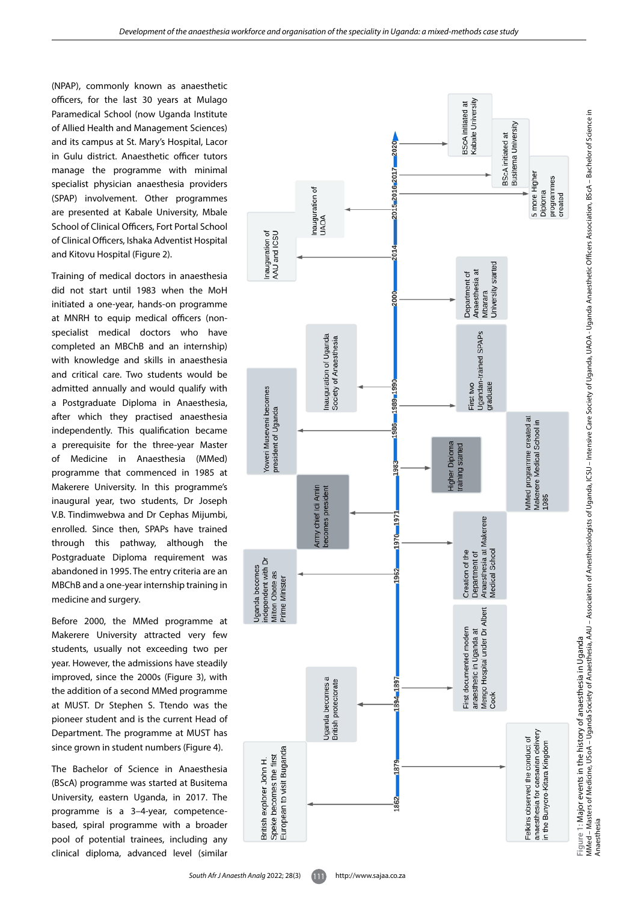(NPAP), commonly known as anaesthetic officers, for the last 30 years at Mulago Paramedical School (now Uganda Institute of Allied Health and Management Sciences) and its campus at St. Mary's Hospital, Lacor in Gulu district. Anaesthetic officer tutors manage the programme with minimal specialist physician anaesthesia providers (SPAP) involvement. Other programmes are presented at Kabale University, Mbale School of Clinical Officers, Fort Portal School of Clinical Officers, Ishaka Adventist Hospital and Kitovu Hospital (Figure 2).

Training of medical doctors in anaesthesia did not start until 1983 when the MoH initiated a one-year, hands-on programme at MNRH to equip medical officers (non-specialist medical doctors who have completed an MBChB and an internship) with knowledge and skills in anaesthesia and critical care. Two students would be admitted annually and would qualify with a Postgraduate Diploma in Anaesthesia, after which they practised anaesthesia independently. This qualification became a prerequisite for the three-year Master of Medicine in Anaesthesia (MMed) programme that commenced in 1985 at Makerere University. In this programme's inaugural year, two students, Dr Joseph V.B. Tindimwebwa and Dr Cephas Mijumbi, enrolled. Since then, SPAPs have trained through this pathway, although the Postgraduate Diploma requirement was abandoned in 1995. The entry criteria are an MBChB and a one-year internship training in medicine and surgery.

Before 2000, the MMed programme at Makerere University attracted very few students, usually not exceeding two per year. However, the admissions have steadily improved, since the 2000s (Figure 3), with the addition of a second MMed programme at MUST. Dr Stephen S. Ttendo was the pioneer student and is the current Head of Department. The programme at MUST has since grown in student numbers (Figure 4).

The Bachelor of Science in Anaesthesia (BScA) programme was started at Busitema University, eastern Uganda, in 2017. The programme is a 3–4-year, competence-based, spiral programme with a broader pool of potential trainees, including any clinical diploma, advanced level (similar

- 1862: British explorer John H. Speke becomes the first European to visit Buganda
- 1879: Felkins observed the conduct of anaesthesia for caesarean delivery in the Bunyoro-Kitara Kingdom
- 1894: Uganda becomes a British protectorate
- 1897: First documented modern anaesthetic in Uganda at Mengo Hospital under Dr Albert Cook
- 1962: Uganda becomes independent with Dr Milton Obote as Prime Minister
- 1970: Creation of the Department of Anaesthesia at Makerere Medical School
- 1971: Army chief Idi Amin becomes president
- 1983: Higher Diploma training started
- MMed programme created at Makerere Medical School in 1985
- 1986: Yoweri Museveni becomes president of Uganda
- 1989: First two Ugandan-trained SPAPs graduate
- 1990: Inauguration of Uganda Society of Anaesthesia
- 2000: Department of Anaesthesia at Mbarara University started
- 2014: Inauguration of AAU and ICSU
- 2015: Inauguration of UAOA
- 2016: 5 more Higher Diploma programmes created
- 2017: BScA initiated at Busitema University
- 2020: BScA initiated at Kabale University

**Figure 1:** Major events in the history of anaesthesia in Uganda
MMed – Masters of Medicine, USoA – Uganda Society of Anaesthesia, AAU – Association of Anesthesiologists of Uganda, ICSU – Intensive Care Society of Uganda, UAOA – Uganda Anaesthetic Officers Association, BScA – Bachelor of Science in Anaesthesia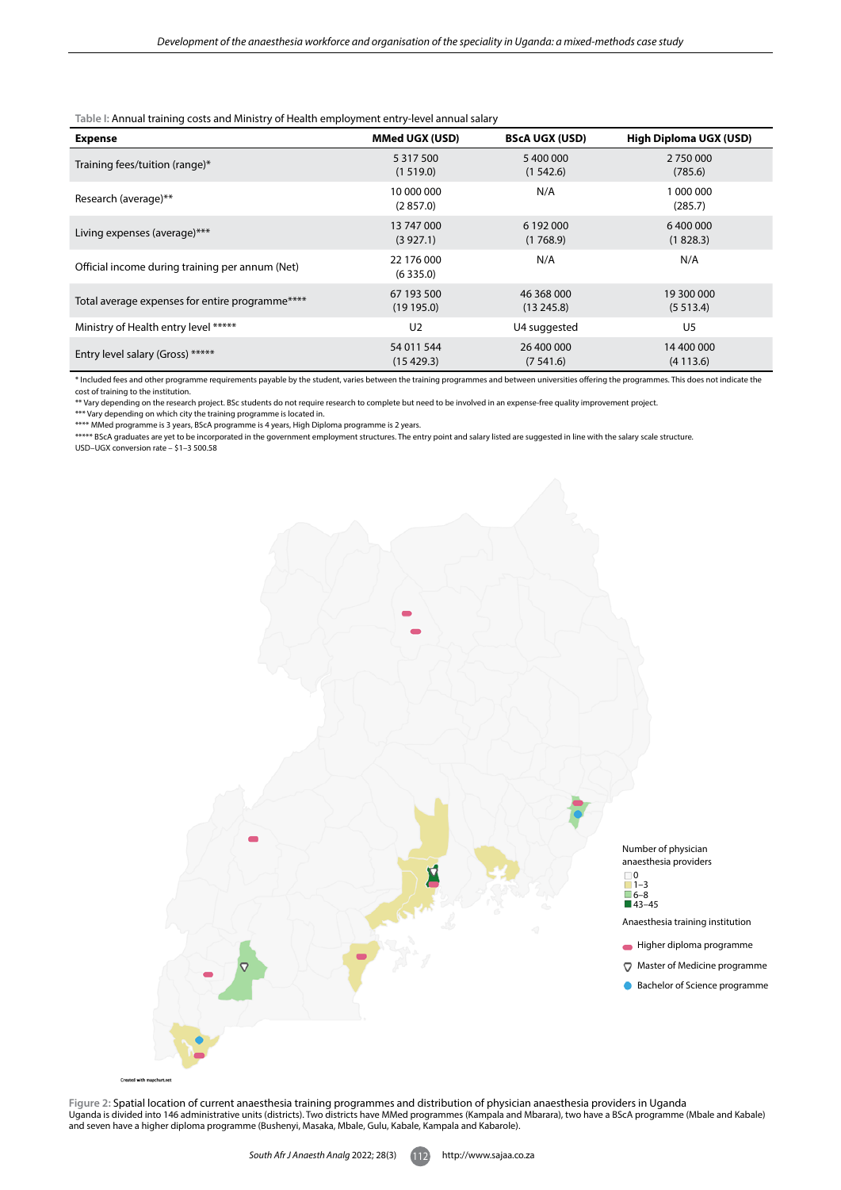Table I: Annual training costs and Ministry of Health employment entry-level annual salary

| Expense | MMed UGX (USD) | BScA UGX (USD) | High Diploma UGX (USD) |
|---|---|---|---|
| Training fees/tuition (range)* | 5 317 500 (1 519.0) | 5 400 000 (1 542.6) | 2 750 000 (785.6) |
| Research (average)** | 10 000 000 (2 857.0) | N/A | 1 000 000 (285.7) |
| Living expenses (average)*** | 13 747 000 (3 927.1) | 6 192 000 (1 768.9) | 6 400 000 (1 828.3) |
| Official income during training per annum (Net) | 22 176 000 (6 335.0) | N/A | N/A |
| Total average expenses for entire programme**** | 67 193 500 (19 195.0) | 46 368 000 (13 245.8) | 19 300 000 (5 513.4) |
| Ministry of Health entry level ***** | U2 | U4 suggested | U5 |
| Entry level salary (Gross) ***** | 54 011 544 (15 429.3) | 26 400 000 (7 541.6) | 14 400 000 (4 113.6) |

* Included fees and other programme requirements payable by the student, varies between the training programmes and between universities offering the programmes. This does not indicate the cost of training to the institution.
** Vary depending on the research project. BSc students do not require research to complete but need to be involved in an expense-free quality improvement project.
*** Vary depending on which city the training programme is located in.
**** MMed programme is 3 years, BScA programme is 4 years, High Diploma programme is 2 years.
***** BScA graduates are yet to be incorporated in the government employment structures. The entry point and salary listed are suggested in line with the salary scale structure.
USD–UGX conversion rate – $1–3 500.58

Figure 2: Spatial location of current anaesthesia training programmes and distribution of physician anaesthesia providers in Uganda
Uganda is divided into 146 administrative units (districts). Two districts have MMed programmes (Kampala and Mbarara), two have a BScA programme (Mbale and Kabale) and seven have a higher diploma programme (Bushenyi, Masaka, Mbale, Gulu, Kabale, Kampala and Kabarole).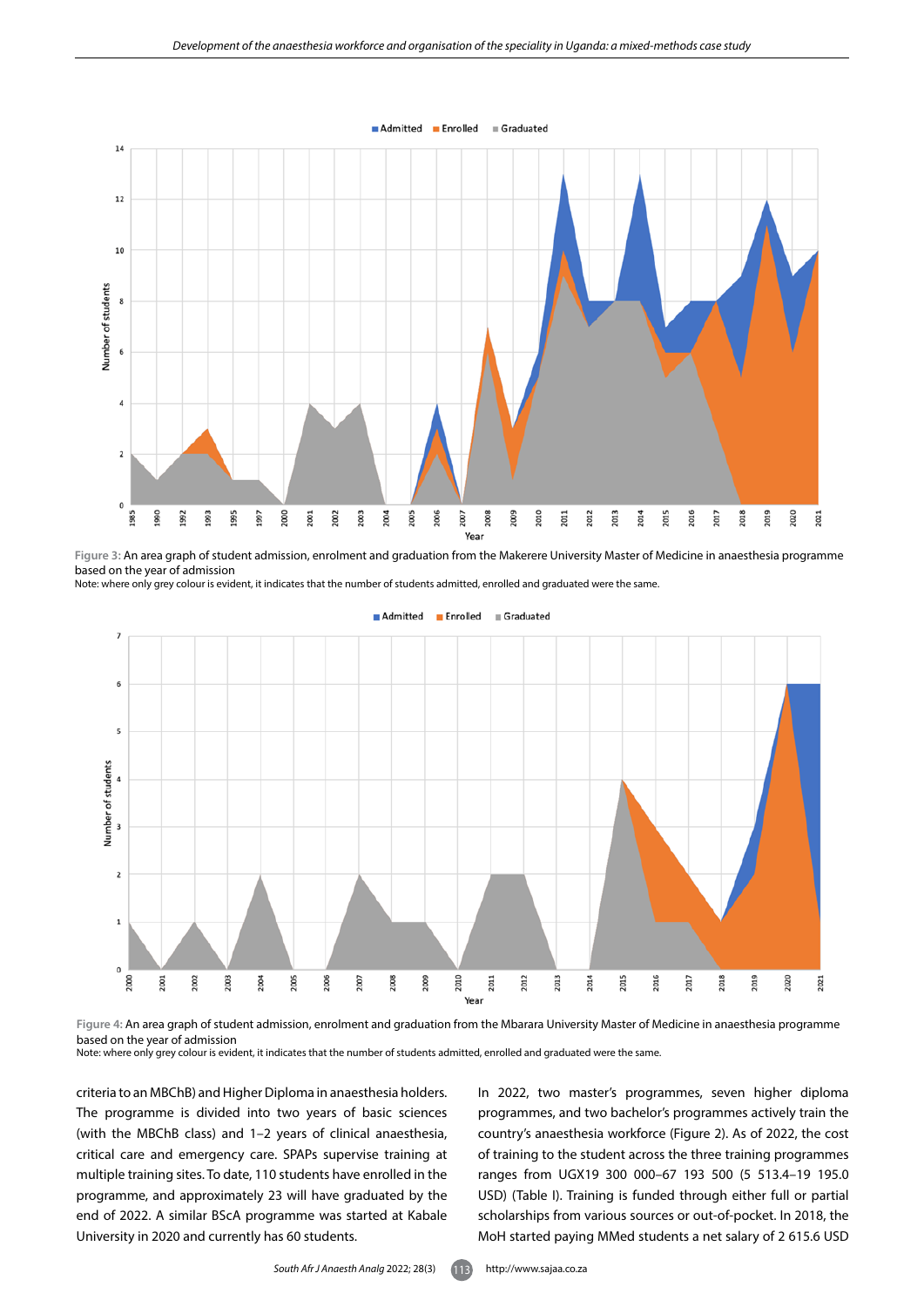Figure 3: An area graph of student admission, enrolment and graduation from the Makerere University Master of Medicine in anaesthesia programme based on the year of admission

Note: where only grey colour is evident, it indicates that the number of students admitted, enrolled and graduated were the same.

Figure 4: An area graph of student admission, enrolment and graduation from the Mbarara University Master of Medicine in anaesthesia programme based on the year of admission

Note: where only grey colour is evident, it indicates that the number of students admitted, enrolled and graduated were the same.

criteria to an MBChB) and Higher Diploma in anaesthesia holders. The programme is divided into two years of basic sciences (with the MBChB class) and 1–2 years of clinical anaesthesia, critical care and emergency care. SPAPs supervise training at multiple training sites. To date, 110 students have enrolled in the programme, and approximately 23 will have graduated by the end of 2022. A similar BScA programme was started at Kabale University in 2020 and currently has 60 students.

In 2022, two master's programmes, seven higher diploma programmes, and two bachelor's programmes actively train the country's anaesthesia workforce (Figure 2). As of 2022, the cost of training to the student across the three training programmes ranges from UGX19 300 000–67 193 500 (5 513.4–19 195.0 USD) (Table I). Training is funded through either full or partial scholarships from various sources or out-of-pocket. In 2018, the MoH started paying MMed students a net salary of 2 615.6 USD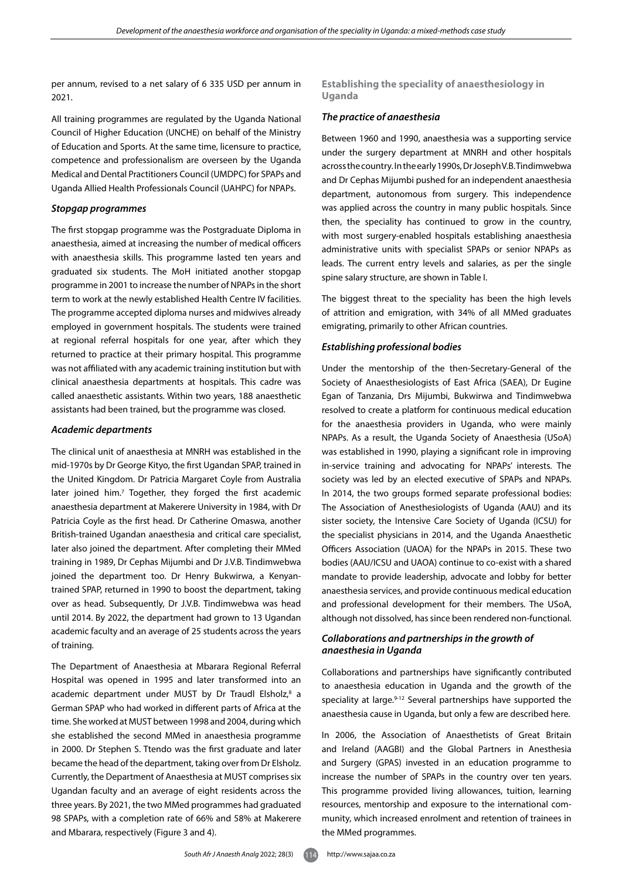per annum, revised to a net salary of 6 335 USD per annum in 2021.

All training programmes are regulated by the Uganda National Council of Higher Education (UNCHE) on behalf of the Ministry of Education and Sports. At the same time, licensure to practice, competence and professionalism are overseen by the Uganda Medical and Dental Practitioners Council (UMDPC) for SPAPs and Uganda Allied Health Professionals Council (UAHPC) for NPAPs.

### *Stopgap programmes*

The first stopgap programme was the Postgraduate Diploma in anaesthesia, aimed at increasing the number of medical officers with anaesthesia skills. This programme lasted ten years and graduated six students. The MoH initiated another stopgap programme in 2001 to increase the number of NPAPs in the short term to work at the newly established Health Centre IV facilities. The programme accepted diploma nurses and midwives already employed in government hospitals. The students were trained at regional referral hospitals for one year, after which they returned to practice at their primary hospital. This programme was not affiliated with any academic training institution but with clinical anaesthesia departments at hospitals. This cadre was called anaesthetic assistants. Within two years, 188 anaesthetic assistants had been trained, but the programme was closed.

### *Academic departments*

The clinical unit of anaesthesia at MNRH was established in the mid-1970s by Dr George Kityo, the first Ugandan SPAP, trained in the United Kingdom. Dr Patricia Margaret Coyle from Australia later joined him.[7] Together, they forged the first academic anaesthesia department at Makerere University in 1984, with Dr Patricia Coyle as the first head. Dr Catherine Omaswa, another British-trained Ugandan anaesthesia and critical care specialist, later also joined the department. After completing their MMed training in 1989, Dr Cephas Mijumbi and Dr J.V.B. Tindimwebwa joined the department too. Dr Henry Bukwirwa, a Kenyan-trained SPAP, returned in 1990 to boost the department, taking over as head. Subsequently, Dr J.V.B. Tindimwebwa was head until 2014. By 2022, the department had grown to 13 Ugandan academic faculty and an average of 25 students across the years of training.

The Department of Anaesthesia at Mbarara Regional Referral Hospital was opened in 1995 and later transformed into an academic department under MUST by Dr Traudl Elsholz,[8] a German SPAP who had worked in different parts of Africa at the time. She worked at MUST between 1998 and 2004, during which she established the second MMed in anaesthesia programme in 2000. Dr Stephen S. Ttendo was the first graduate and later became the head of the department, taking over from Dr Elsholz. Currently, the Department of Anaesthesia at MUST comprises six Ugandan faculty and an average of eight residents across the three years. By 2021, the two MMed programmes had graduated 98 SPAPs, with a completion rate of 66% and 58% at Makerere and Mbarara, respectively (Figure 3 and 4).

## Establishing the speciality of anaesthesiology in Uganda

### *The practice of anaesthesia*

Between 1960 and 1990, anaesthesia was a supporting service under the surgery department at MNRH and other hospitals across the country. In the early 1990s, Dr Joseph V.B. Tindimwebwa and Dr Cephas Mijumbi pushed for an independent anaesthesia department, autonomous from surgery. This independence was applied across the country in many public hospitals. Since then, the speciality has continued to grow in the country, with most surgery-enabled hospitals establishing anaesthesia administrative units with specialist SPAPs or senior NPAPs as leads. The current entry levels and salaries, as per the single spine salary structure, are shown in Table I.

The biggest threat to the speciality has been the high levels of attrition and emigration, with 34% of all MMed graduates emigrating, primarily to other African countries.

### *Establishing professional bodies*

Under the mentorship of the then-Secretary-General of the Society of Anaesthesiologists of East Africa (SAEA), Dr Eugine Egan of Tanzania, Drs Mijumbi, Bukwirwa and Tindimwebwa resolved to create a platform for continuous medical education for the anaesthesia providers in Uganda, who were mainly NPAPs. As a result, the Uganda Society of Anaesthesia (USoA) was established in 1990, playing a significant role in improving in-service training and advocating for NPAPs' interests. The society was led by an elected executive of SPAPs and NPAPs. In 2014, the two groups formed separate professional bodies: The Association of Anesthesiologists of Uganda (AAU) and its sister society, the Intensive Care Society of Uganda (ICSU) for the specialist physicians in 2014, and the Uganda Anaesthetic Officers Association (UAOA) for the NPAPs in 2015. These two bodies (AAU/ICSU and UAOA) continue to co-exist with a shared mandate to provide leadership, advocate and lobby for better anaesthesia services, and provide continuous medical education and professional development for their members. The USoA, although not dissolved, has since been rendered non-functional.

### *Collaborations and partnerships in the growth of anaesthesia in Uganda*

Collaborations and partnerships have significantly contributed to anaesthesia education in Uganda and the growth of the speciality at large.[9-12] Several partnerships have supported the anaesthesia cause in Uganda, but only a few are described here.

In 2006, the Association of Anaesthetists of Great Britain and Ireland (AAGBI) and the Global Partners in Anesthesia and Surgery (GPAS) invested in an education programme to increase the number of SPAPs in the country over ten years. This programme provided living allowances, tuition, learning resources, mentorship and exposure to the international community, which increased enrolment and retention of trainees in the MMed programmes.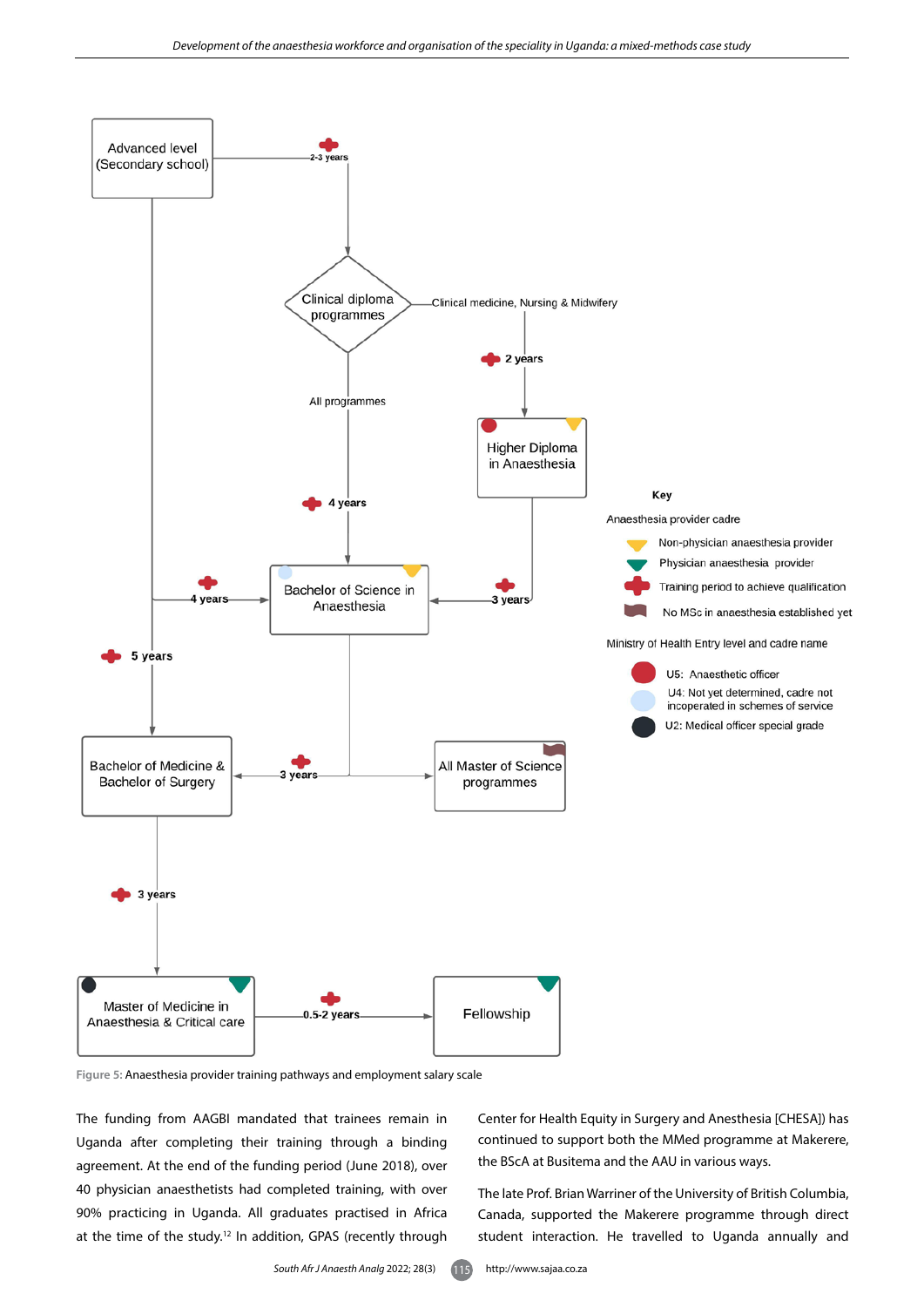Figure 5: Anaesthesia provider training pathways and employment salary scale

The funding from AAGBI mandated that trainees remain in Uganda after completing their training through a binding agreement. At the end of the funding period (June 2018), over 40 physician anaesthetists had completed training, with over 90% practicing in Uganda. All graduates practised in Africa at the time of the study.[12] In addition, GPAS (recently through Center for Health Equity in Surgery and Anesthesia [CHESA]) has continued to support both the MMed programme at Makerere, the BScA at Busitema and the AAU in various ways.

The late Prof. Brian Warriner of the University of British Columbia, Canada, supported the Makerere programme through direct student interaction. He travelled to Uganda annually and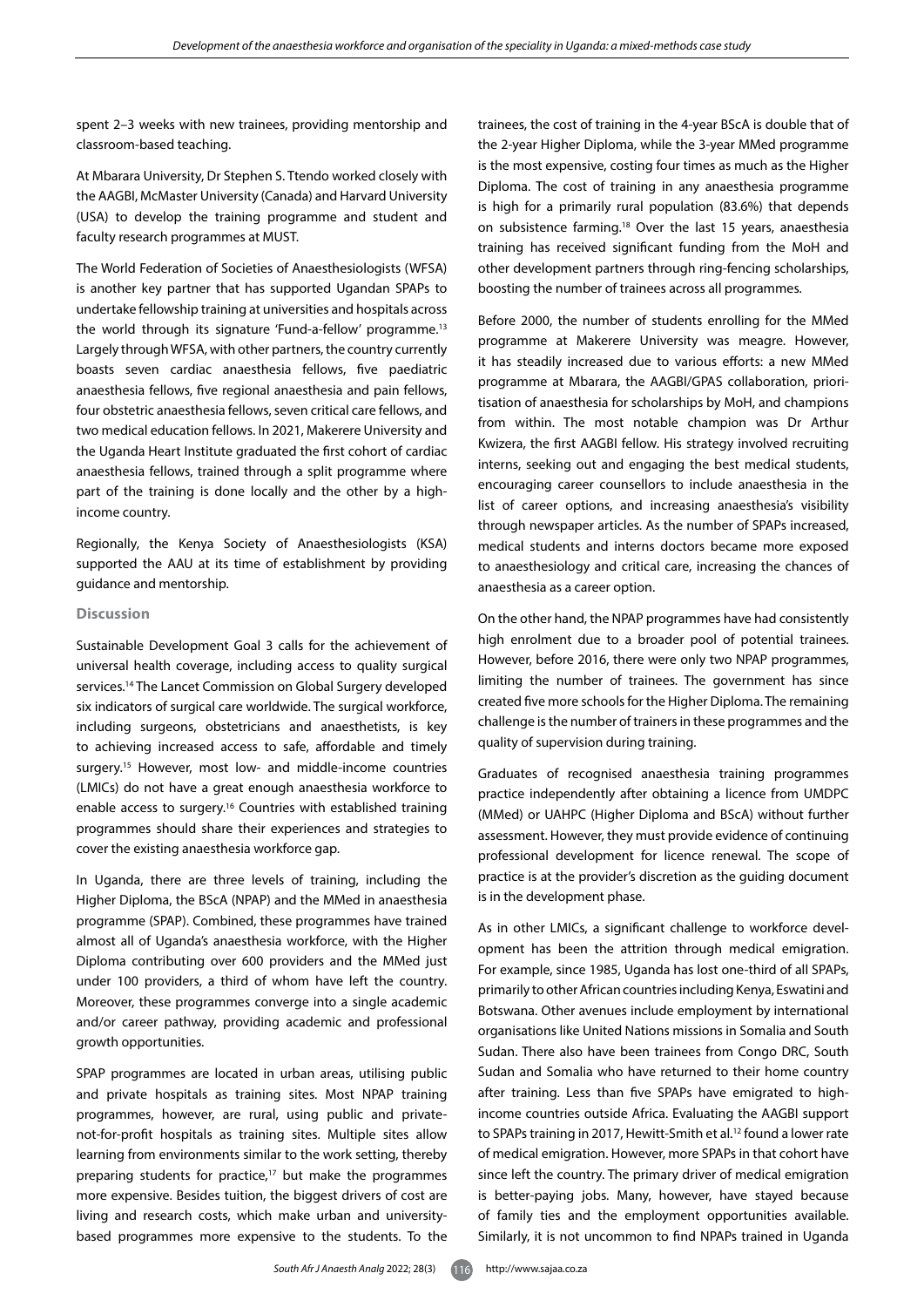spent 2–3 weeks with new trainees, providing mentorship and classroom-based teaching.

At Mbarara University, Dr Stephen S. Ttendo worked closely with the AAGBI, McMaster University (Canada) and Harvard University (USA) to develop the training programme and student and faculty research programmes at MUST.

The World Federation of Societies of Anaesthesiologists (WFSA) is another key partner that has supported Ugandan SPAPs to undertake fellowship training at universities and hospitals across the world through its signature 'Fund-a-fellow' programme.[13] Largely through WFSA, with other partners, the country currently boasts seven cardiac anaesthesia fellows, five paediatric anaesthesia fellows, five regional anaesthesia and pain fellows, four obstetric anaesthesia fellows, seven critical care fellows, and two medical education fellows. In 2021, Makerere University and the Uganda Heart Institute graduated the first cohort of cardiac anaesthesia fellows, trained through a split programme where part of the training is done locally and the other by a high-income country.

Regionally, the Kenya Society of Anaesthesiologists (KSA) supported the AAU at its time of establishment by providing guidance and mentorship.

## Discussion

Sustainable Development Goal 3 calls for the achievement of universal health coverage, including access to quality surgical services.[14] The Lancet Commission on Global Surgery developed six indicators of surgical care worldwide. The surgical workforce, including surgeons, obstetricians and anaesthetists, is key to achieving increased access to safe, affordable and timely surgery.[15] However, most low- and middle-income countries (LMICs) do not have a great enough anaesthesia workforce to enable access to surgery.[16] Countries with established training programmes should share their experiences and strategies to cover the existing anaesthesia workforce gap.

In Uganda, there are three levels of training, including the Higher Diploma, the BScA (NPAP) and the MMed in anaesthesia programme (SPAP). Combined, these programmes have trained almost all of Uganda's anaesthesia workforce, with the Higher Diploma contributing over 600 providers and the MMed just under 100 providers, a third of whom have left the country. Moreover, these programmes converge into a single academic and/or career pathway, providing academic and professional growth opportunities.

SPAP programmes are located in urban areas, utilising public and private hospitals as training sites. Most NPAP training programmes, however, are rural, using public and private-not-for-profit hospitals as training sites. Multiple sites allow learning from environments similar to the work setting, thereby preparing students for practice,[17] but make the programmes more expensive. Besides tuition, the biggest drivers of cost are living and research costs, which make urban and university-based programmes more expensive to the students. To the trainees, the cost of training in the 4-year BScA is double that of the 2-year Higher Diploma, while the 3-year MMed programme is the most expensive, costing four times as much as the Higher Diploma. The cost of training in any anaesthesia programme is high for a primarily rural population (83.6%) that depends on subsistence farming.[18] Over the last 15 years, anaesthesia training has received significant funding from the MoH and other development partners through ring-fencing scholarships, boosting the number of trainees across all programmes.

Before 2000, the number of students enrolling for the MMed programme at Makerere University was meagre. However, it has steadily increased due to various efforts: a new MMed programme at Mbarara, the AAGBI/GPAS collaboration, prioritisation of anaesthesia for scholarships by MoH, and champions from within. The most notable champion was Dr Arthur Kwizera, the first AAGBI fellow. His strategy involved recruiting interns, seeking out and engaging the best medical students, encouraging career counsellors to include anaesthesia in the list of career options, and increasing anaesthesia's visibility through newspaper articles. As the number of SPAPs increased, medical students and interns doctors became more exposed to anaesthesiology and critical care, increasing the chances of anaesthesia as a career option.

On the other hand, the NPAP programmes have had consistently high enrolment due to a broader pool of potential trainees. However, before 2016, there were only two NPAP programmes, limiting the number of trainees. The government has since created five more schools for the Higher Diploma. The remaining challenge is the number of trainers in these programmes and the quality of supervision during training.

Graduates of recognised anaesthesia training programmes practice independently after obtaining a licence from UMDPC (MMed) or UAHPC (Higher Diploma and BScA) without further assessment. However, they must provide evidence of continuing professional development for licence renewal. The scope of practice is at the provider's discretion as the guiding document is in the development phase.

As in other LMICs, a significant challenge to workforce development has been the attrition through medical emigration. For example, since 1985, Uganda has lost one-third of all SPAPs, primarily to other African countries including Kenya, Eswatini and Botswana. Other avenues include employment by international organisations like United Nations missions in Somalia and South Sudan. There also have been trainees from Congo DRC, South Sudan and Somalia who have returned to their home country after training. Less than five SPAPs have emigrated to high-income countries outside Africa. Evaluating the AAGBI support to SPAPs training in 2017, Hewitt-Smith et al.[12] found a lower rate of medical emigration. However, more SPAPs in that cohort have since left the country. The primary driver of medical emigration is better-paying jobs. Many, however, have stayed because of family ties and the employment opportunities available. Similarly, it is not uncommon to find NPAPs trained in Uganda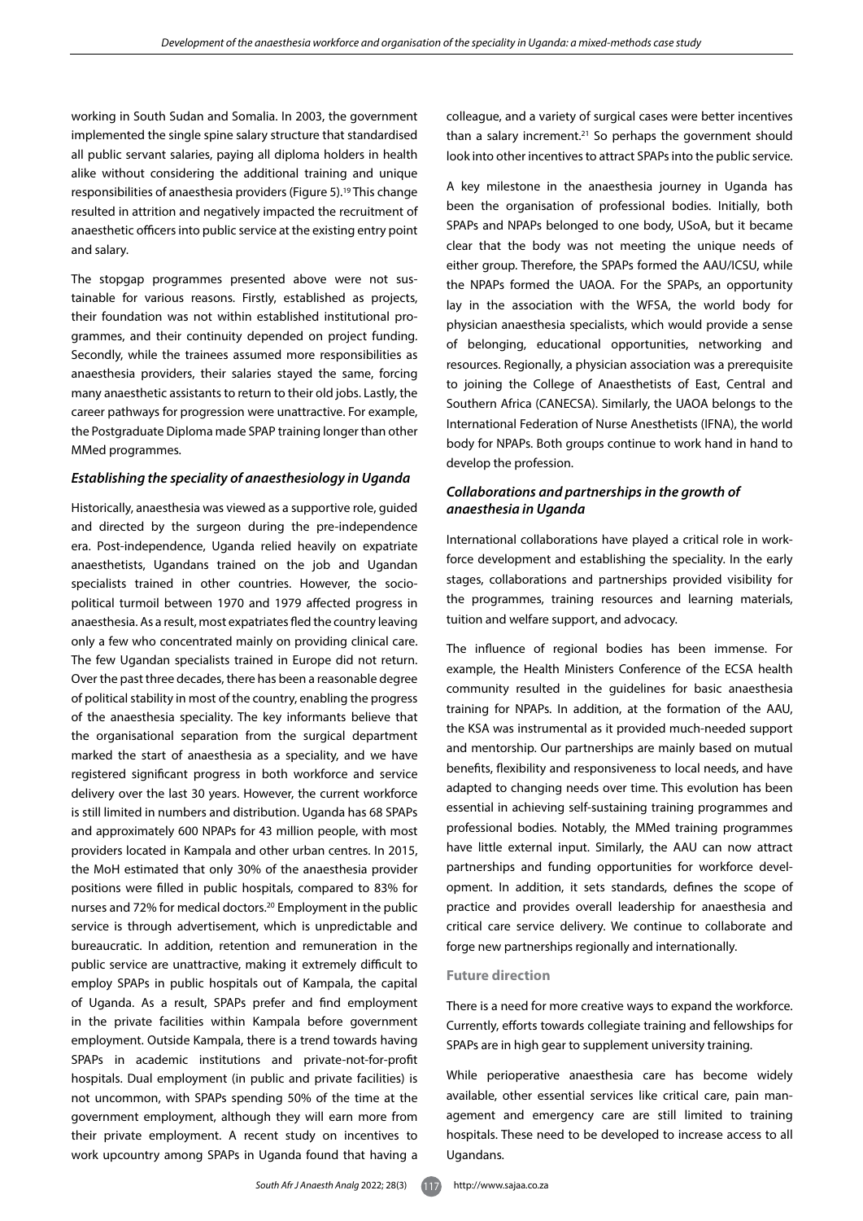working in South Sudan and Somalia. In 2003, the government implemented the single spine salary structure that standardised all public servant salaries, paying all diploma holders in health alike without considering the additional training and unique responsibilities of anaesthesia providers (Figure 5).[19] This change resulted in attrition and negatively impacted the recruitment of anaesthetic officers into public service at the existing entry point and salary.

The stopgap programmes presented above were not sustainable for various reasons. Firstly, established as projects, their foundation was not within established institutional programmes, and their continuity depended on project funding. Secondly, while the trainees assumed more responsibilities as anaesthesia providers, their salaries stayed the same, forcing many anaesthetic assistants to return to their old jobs. Lastly, the career pathways for progression were unattractive. For example, the Postgraduate Diploma made SPAP training longer than other MMed programmes.

### *Establishing the speciality of anaesthesiology in Uganda*

Historically, anaesthesia was viewed as a supportive role, guided and directed by the surgeon during the pre-independence era. Post-independence, Uganda relied heavily on expatriate anaesthetists, Ugandans trained on the job and Ugandan specialists trained in other countries. However, the sociopolitical turmoil between 1970 and 1979 affected progress in anaesthesia. As a result, most expatriates fled the country leaving only a few who concentrated mainly on providing clinical care. The few Ugandan specialists trained in Europe did not return. Over the past three decades, there has been a reasonable degree of political stability in most of the country, enabling the progress of the anaesthesia speciality. The key informants believe that the organisational separation from the surgical department marked the start of anaesthesia as a speciality, and we have registered significant progress in both workforce and service delivery over the last 30 years. However, the current workforce is still limited in numbers and distribution. Uganda has 68 SPAPs and approximately 600 NPAPs for 43 million people, with most providers located in Kampala and other urban centres. In 2015, the MoH estimated that only 30% of the anaesthesia provider positions were filled in public hospitals, compared to 83% for nurses and 72% for medical doctors.[20] Employment in the public service is through advertisement, which is unpredictable and bureaucratic. In addition, retention and remuneration in the public service are unattractive, making it extremely difficult to employ SPAPs in public hospitals out of Kampala, the capital of Uganda. As a result, SPAPs prefer and find employment in the private facilities within Kampala before government employment. Outside Kampala, there is a trend towards having SPAPs in academic institutions and private-not-for-profit hospitals. Dual employment (in public and private facilities) is not uncommon, with SPAPs spending 50% of the time at the government employment, although they will earn more from their private employment. A recent study on incentives to work upcountry among SPAPs in Uganda found that having a colleague, and a variety of surgical cases were better incentives than a salary increment.[21] So perhaps the government should look into other incentives to attract SPAPs into the public service.

A key milestone in the anaesthesia journey in Uganda has been the organisation of professional bodies. Initially, both SPAPs and NPAPs belonged to one body, USoA, but it became clear that the body was not meeting the unique needs of either group. Therefore, the SPAPs formed the AAU/ICSU, while the NPAPs formed the UAOA. For the SPAPs, an opportunity lay in the association with the WFSA, the world body for physician anaesthesia specialists, which would provide a sense of belonging, educational opportunities, networking and resources. Regionally, a physician association was a prerequisite to joining the College of Anaesthetists of East, Central and Southern Africa (CANECSA). Similarly, the UAOA belongs to the International Federation of Nurse Anesthetists (IFNA), the world body for NPAPs. Both groups continue to work hand in hand to develop the profession.

### *Collaborations and partnerships in the growth of anaesthesia in Uganda*

International collaborations have played a critical role in workforce development and establishing the speciality. In the early stages, collaborations and partnerships provided visibility for the programmes, training resources and learning materials, tuition and welfare support, and advocacy.

The influence of regional bodies has been immense. For example, the Health Ministers Conference of the ECSA health community resulted in the guidelines for basic anaesthesia training for NPAPs. In addition, at the formation of the AAU, the KSA was instrumental as it provided much-needed support and mentorship. Our partnerships are mainly based on mutual benefits, flexibility and responsiveness to local needs, and have adapted to changing needs over time. This evolution has been essential in achieving self-sustaining training programmes and professional bodies. Notably, the MMed training programmes have little external input. Similarly, the AAU can now attract partnerships and funding opportunities for workforce development. In addition, it sets standards, defines the scope of practice and provides overall leadership for anaesthesia and critical care service delivery. We continue to collaborate and forge new partnerships regionally and internationally.

## Future direction

There is a need for more creative ways to expand the workforce. Currently, efforts towards collegiate training and fellowships for SPAPs are in high gear to supplement university training.

While perioperative anaesthesia care has become widely available, other essential services like critical care, pain management and emergency care are still limited to training hospitals. These need to be developed to increase access to all Ugandans.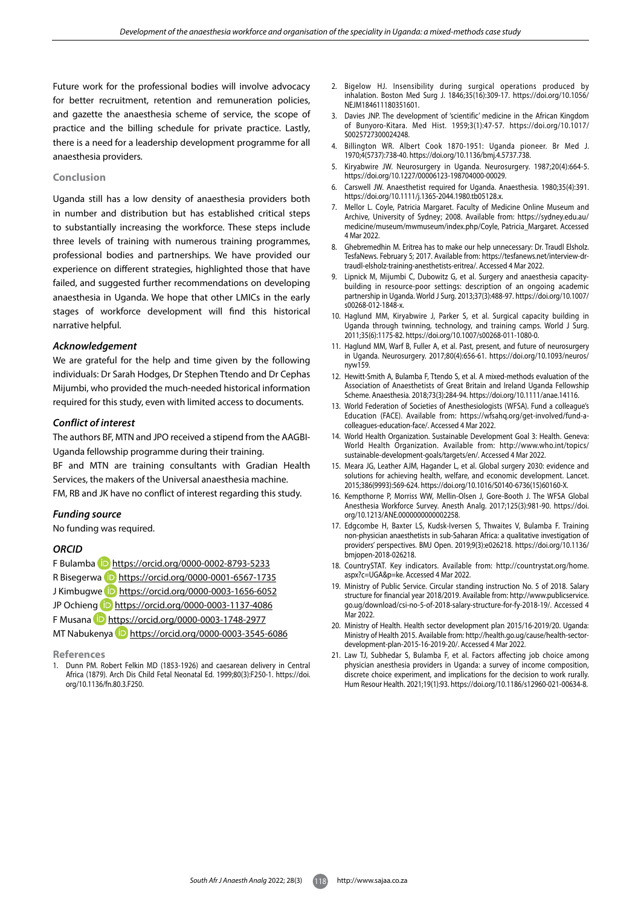Future work for the professional bodies will involve advocacy for better recruitment, retention and remuneration policies, and gazette the anaesthesia scheme of service, the scope of practice and the billing schedule for private practice. Lastly, there is a need for a leadership development programme for all anaesthesia providers.

## Conclusion

Uganda still has a low density of anaesthesia providers both in number and distribution but has established critical steps to substantially increasing the workforce. These steps include three levels of training with numerous training programmes, professional bodies and partnerships. We have provided our experience on different strategies, highlighted those that have failed, and suggested further recommendations on developing anaesthesia in Uganda. We hope that other LMICs in the early stages of workforce development will find this historical narrative helpful.

### *Acknowledgement*

We are grateful for the help and time given by the following individuals: Dr Sarah Hodges, Dr Stephen Ttendo and Dr Cephas Mijumbi, who provided the much-needed historical information required for this study, even with limited access to documents.

### *Conflict of interest*

The authors BF, MTN and JPO received a stipend from the AAGBI-Uganda fellowship programme during their training.

BF and MTN are training consultants with Gradian Health Services, the makers of the Universal anaesthesia machine.

FM, RB and JK have no conflict of interest regarding this study.

### *Funding source*

No funding was required.

### *ORCID*

F Bulamba https://orcid.org/0000-0002-8793-5233
R Bisegerwa https://orcid.org/0000-0001-6567-1735
J Kimbugwe https://orcid.org/0000-0003-1656-6052
JP Ochieng https://orcid.org/0000-0003-1137-4086
F Musana https://orcid.org/0000-0003-1748-2977
MT Nabukenya https://orcid.org/0000-0003-3545-6086

## References

1. Dunn PM. Robert Felkin MD (1853-1926) and caesarean delivery in Central Africa (1879). Arch Dis Child Fetal Neonatal Ed. 1999;80(3):F250-1. https://doi.org/10.1136/fn.80.3.F250.
2. Bigelow HJ. Insensibility during surgical operations produced by inhalation. Boston Med Surg J. 1846;35(16):309-17. https://doi.org/10.1056/NEJM184611180351601.
3. Davies JNP. The development of 'scientific' medicine in the African Kingdom of Bunyoro-Kitara. Med Hist. 1959;3(1):47-57. https://doi.org/10.1017/S0025727300024248.
4. Billington WR. Albert Cook 1870-1951: Uganda pioneer. Br Med J. 1970;4(5737):738-40. https://doi.org/10.1136/bmj.4.5737.738.
5. Kiryabwire JW. Neurosurgery in Uganda. Neurosurgery. 1987;20(4):664-5. https://doi.org/10.1227/00006123-198704000-00029.
6. Carswell JW. Anaesthetist required for Uganda. Anaesthesia. 1980;35(4):391. https://doi.org/10.1111/j.1365-2044.1980.tb05128.x.
7. Mellor L. Coyle, Patricia Margaret. Faculty of Medicine Online Museum and Archive, University of Sydney; 2008. Available from: https://sydney.edu.au/medicine/museum/mwmuseum/index.php/Coyle, Patricia_Margaret. Accessed 4 Mar 2022.
8. Ghebremedhin M. Eritrea has to make our help unnecessary: Dr. Traudl Elsholz. TesfaNews. February 5; 2017. Available from: https://tesfanews.net/interview-dr-traudl-elsholz-training-anesthetists-eritrea/. Accessed 4 Mar 2022.
9. Lipnick M, Mijumbi C, Dubowitz G, et al. Surgery and anaesthesia capacity-building in resource-poor settings: description of an ongoing academic partnership in Uganda. World J Surg. 2013;37(3):488-97. https://doi.org/10.1007/s00268-012-1848-x.
10. Haglund MM, Kiryabwire J, Parker S, et al. Surgical capacity building in Uganda through twinning, technology, and training camps. World J Surg. 2011;35(6):1175-82. https://doi.org/10.1007/s00268-011-1080-0.
11. Haglund MM, Warf B, Fuller A, et al. Past, present, and future of neurosurgery in Uganda. Neurosurgery. 2017;80(4):656-61. https://doi.org/10.1093/neuros/nyw159.
12. Hewitt-Smith A, Bulamba F, Ttendo S, et al. A mixed-methods evaluation of the Association of Anaesthetists of Great Britain and Ireland Uganda Fellowship Scheme. Anaesthesia. 2018;73(3):284-94. https://doi.org/10.1111/anae.14116.
13. World Federation of Societies of Anesthesiologists (WFSA). Fund a colleague's Education (FACE). Available from: https://wfsahq.org/get-involved/fund-a-colleagues-education-face/. Accessed 4 Mar 2022.
14. World Health Organization. Sustainable Development Goal 3: Health. Geneva: World Health Organization. Available from: http://www.who.int/topics/sustainable-development-goals/targets/en/. Accessed 4 Mar 2022.
15. Meara JG, Leather AJM, Hagander L, et al. Global surgery 2030: evidence and solutions for achieving health, welfare, and economic development. Lancet. 2015;386(9993):569-624. https://doi.org/10.1016/S0140-6736(15)60160-X.
16. Kempthorne P, Morriss WW, Mellin-Olsen J, Gore-Booth J. The WFSA Global Anesthesia Workforce Survey. Anesth Analg. 2017;125(3):981-90. https://doi.org/10.1213/ANE.0000000000002258.
17. Edgcombe H, Baxter LS, Kudsk-Iversen S, Thwaites V, Bulamba F. Training non-physician anaesthetists in sub-Saharan Africa: a qualitative investigation of providers' perspectives. BMJ Open. 2019;9(3):e026218. https://doi.org/10.1136/bmjopen-2018-026218.
18. CountrySTAT. Key indicators. Available from: http://countrystat.org/home.aspx?c=UGA&p=ke. Accessed 4 Mar 2022.
19. Ministry of Public Service. Circular standing instruction No. 5 of 2018. Salary structure for financial year 2018/2019. Available from: http://www.publicservice.go.ug/download/csi-no-5-of-2018-salary-structure-for-fy-2018-19/. Accessed 4 Mar 2022.
20. Ministry of Health. Health sector development plan 2015/16-2019/20. Uganda: Ministry of Health 2015. Available from: http://health.go.ug/cause/health-sector-development-plan-2015-16-2019-20/. Accessed 4 Mar 2022.
21. Law TJ, Subhedar S, Bulamba F, et al. Factors affecting job choice among physician anesthesia providers in Uganda: a survey of income composition, discrete choice experiment, and implications for the decision to work rurally. Hum Resour Health. 2021;19(1):93. https://doi.org/10.1186/s12960-021-00634-8.